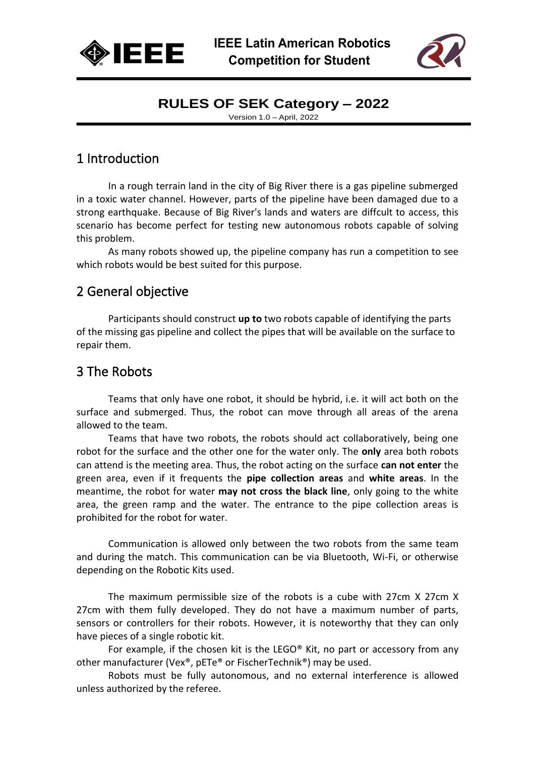**IEEE Latin American Robotics Competition for Student**

# RULES OF SEK Category – 2022

Version 1.0 – April, 2022

## 1 Introduction

In a rough terrain land in the city of Big River there is a gas pipeline submerged in a toxic water channel. However, parts of the pipeline have been damaged due to a strong earthquake. Because of Big River's lands and waters are diffcult to access, this scenario has become perfect for testing new autonomous robots capable of solving this problem.

As many robots showed up, the pipeline company has run a competition to see which robots would be best suited for this purpose.

## 2 General objective

Participants should construct **up to** two robots capable of identifying the parts of the missing gas pipeline and collect the pipes that will be available on the surface to repair them.

## 3 The Robots

Teams that only have one robot, it should be hybrid, i.e. it will act both on the surface and submerged. Thus, the robot can move through all areas of the arena allowed to the team.

Teams that have two robots, the robots should act collaboratively, being one robot for the surface and the other one for the water only. The **only** area both robots can attend is the meeting area. Thus, the robot acting on the surface **can not enter** the green area, even if it frequents the **pipe collection areas** and **white areas**. In the meantime, the robot for water **may not cross the black line**, only going to the white area, the green ramp and the water. The entrance to the pipe collection areas is prohibited for the robot for water.

Communication is allowed only between the two robots from the same team and during the match. This communication can be via Bluetooth, Wi-Fi, or otherwise depending on the Robotic Kits used.

The maximum permissible size of the robots is a cube with 27cm X 27cm X 27cm with them fully developed. They do not have a maximum number of parts, sensors or controllers for their robots. However, it is noteworthy that they can only have pieces of a single robotic kit.

For example, if the chosen kit is the LEGO® Kit, no part or accessory from any other manufacturer (Vex®, pETe® or FischerTechnik®) may be used.

Robots must be fully autonomous, and no external interference is allowed unless authorized by the referee.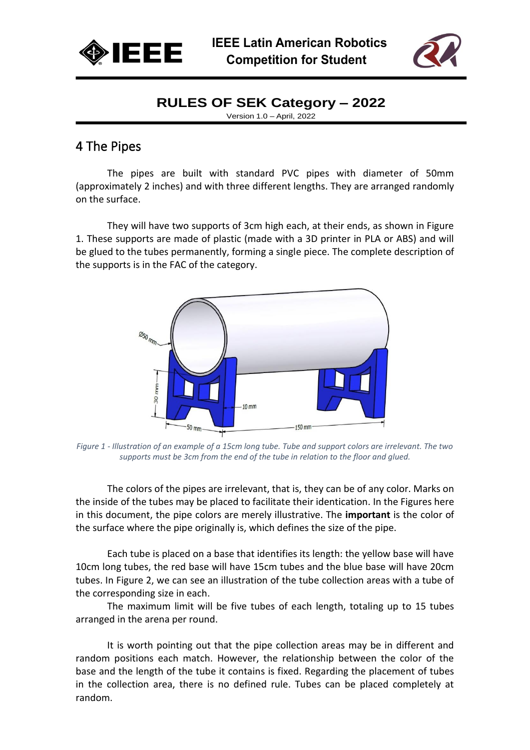## 4 The Pipes

The pipes are built with standard PVC pipes with diameter of 50mm (approximately 2 inches) and with three different lengths. They are arranged randomly on the surface.

They will have two supports of 3cm high each, at their ends, as shown in Figure 1. These supports are made of plastic (made with a 3D printer in PLA or ABS) and will be glued to the tubes permanently, forming a single piece. The complete description of the supports is in the FAC of the category.

*Figure 1 - Illustration of an example of a 15cm long tube. Tube and support colors are irrelevant. The two supports must be 3cm from the end of the tube in relation to the floor and glued.*

The colors of the pipes are irrelevant, that is, they can be of any color. Marks on the inside of the tubes may be placed to facilitate their identication. In the Figures here in this document, the pipe colors are merely illustrative. The **important** is the color of the surface where the pipe originally is, which defines the size of the pipe.

Each tube is placed on a base that identifies its length: the yellow base will have 10cm long tubes, the red base will have 15cm tubes and the blue base will have 20cm tubes. In Figure 2, we can see an illustration of the tube collection areas with a tube of the corresponding size in each.

The maximum limit will be five tubes of each length, totaling up to 15 tubes arranged in the arena per round.

It is worth pointing out that the pipe collection areas may be in different and random positions each match. However, the relationship between the color of the base and the length of the tube it contains is fixed. Regarding the placement of tubes in the collection area, there is no defined rule. Tubes can be placed completely at random.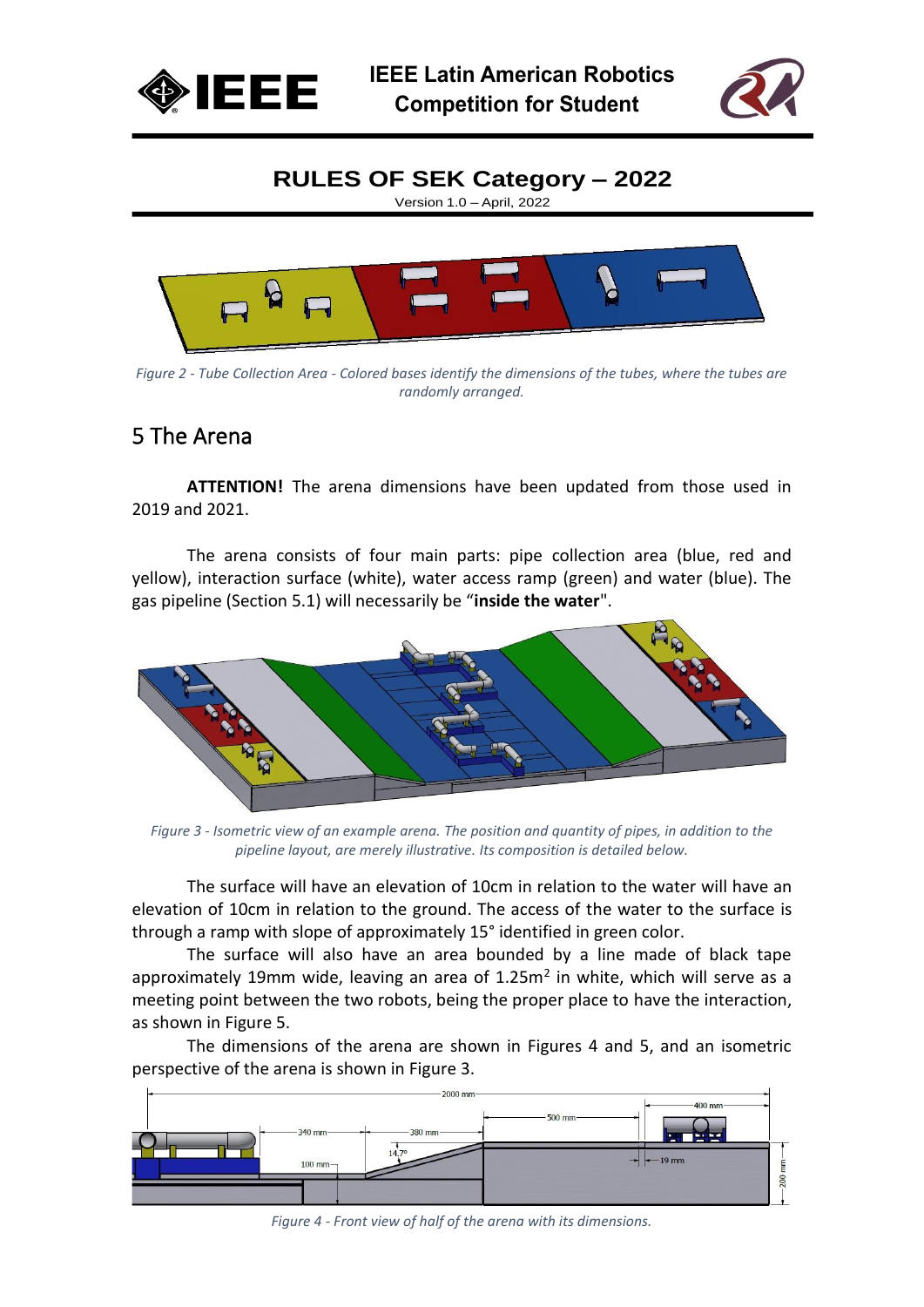# RULES OF SEK Category – 2022

Version 1.0 – April, 2022

*Figure 2 - Tube Collection Area - Colored bases identify the dimensions of the tubes, where the tubes are randomly arranged.*

## 5 The Arena

**ATTENTION!** The arena dimensions have been updated from those used in 2019 and 2021.

The arena consists of four main parts: pipe collection area (blue, red and yellow), interaction surface (white), water access ramp (green) and water (blue). The gas pipeline (Section 5.1) will necessarily be "**inside the water**".

*Figure 3 - Isometric view of an example arena. The position and quantity of pipes, in addition to the pipeline layout, are merely illustrative. Its composition is detailed below.*

The surface will have an elevation of 10cm in relation to the water will have an elevation of 10cm in relation to the ground. The access of the water to the surface is through a ramp with slope of approximately 15° identified in green color.

The surface will also have an area bounded by a line made of black tape approximately 19mm wide, leaving an area of 1.25m$^2$ in white, which will serve as a meeting point between the two robots, being the proper place to have the interaction, as shown in Figure 5.

The dimensions of the arena are shown in Figures 4 and 5, and an isometric perspective of the arena is shown in Figure 3.

*Figure 4 - Front view of half of the arena with its dimensions.*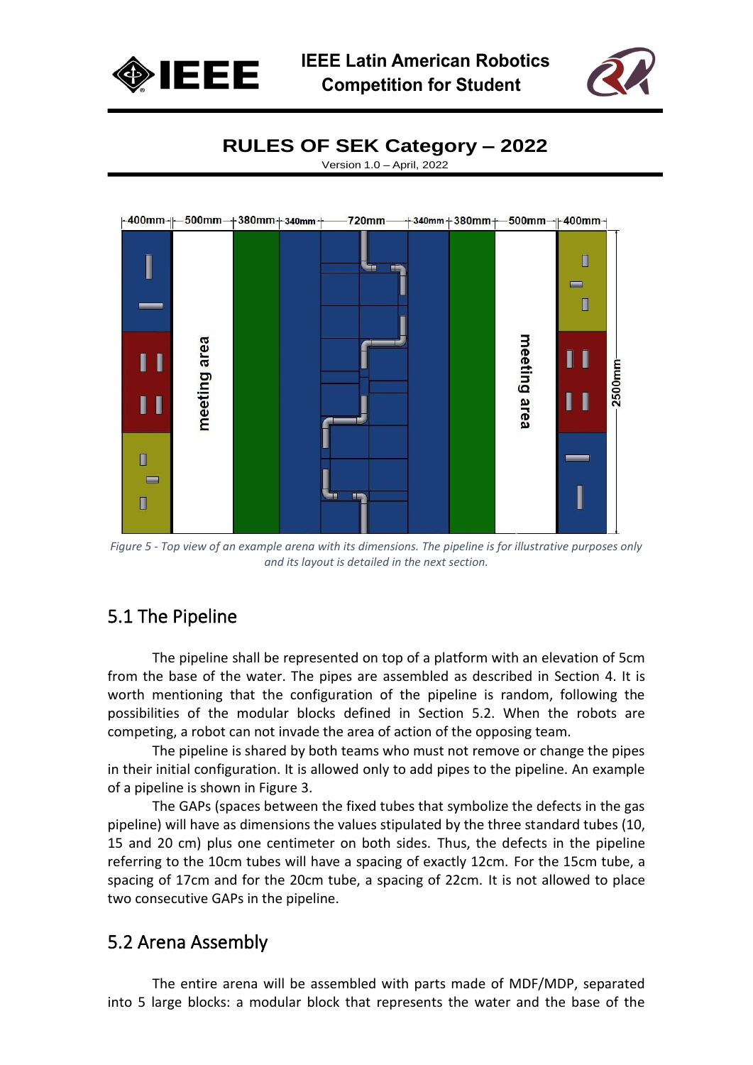*Figure 5 - Top view of an example arena with its dimensions. The pipeline is for illustrative purposes only and its layout is detailed in the next section.*

## 5.1 The Pipeline

The pipeline shall be represented on top of a platform with an elevation of 5cm from the base of the water. The pipes are assembled as described in Section 4. It is worth mentioning that the configuration of the pipeline is random, following the possibilities of the modular blocks defined in Section 5.2. When the robots are competing, a robot can not invade the area of action of the opposing team.

The pipeline is shared by both teams who must not remove or change the pipes in their initial configuration. It is allowed only to add pipes to the pipeline. An example of a pipeline is shown in Figure 3.

The GAPs (spaces between the fixed tubes that symbolize the defects in the gas pipeline) will have as dimensions the values stipulated by the three standard tubes (10, 15 and 20 cm) plus one centimeter on both sides. Thus, the defects in the pipeline referring to the 10cm tubes will have a spacing of exactly 12cm. For the 15cm tube, a spacing of 17cm and for the 20cm tube, a spacing of 22cm. It is not allowed to place two consecutive GAPs in the pipeline.

## 5.2 Arena Assembly

The entire arena will be assembled with parts made of MDF/MDP, separated into 5 large blocks: a modular block that represents the water and the base of the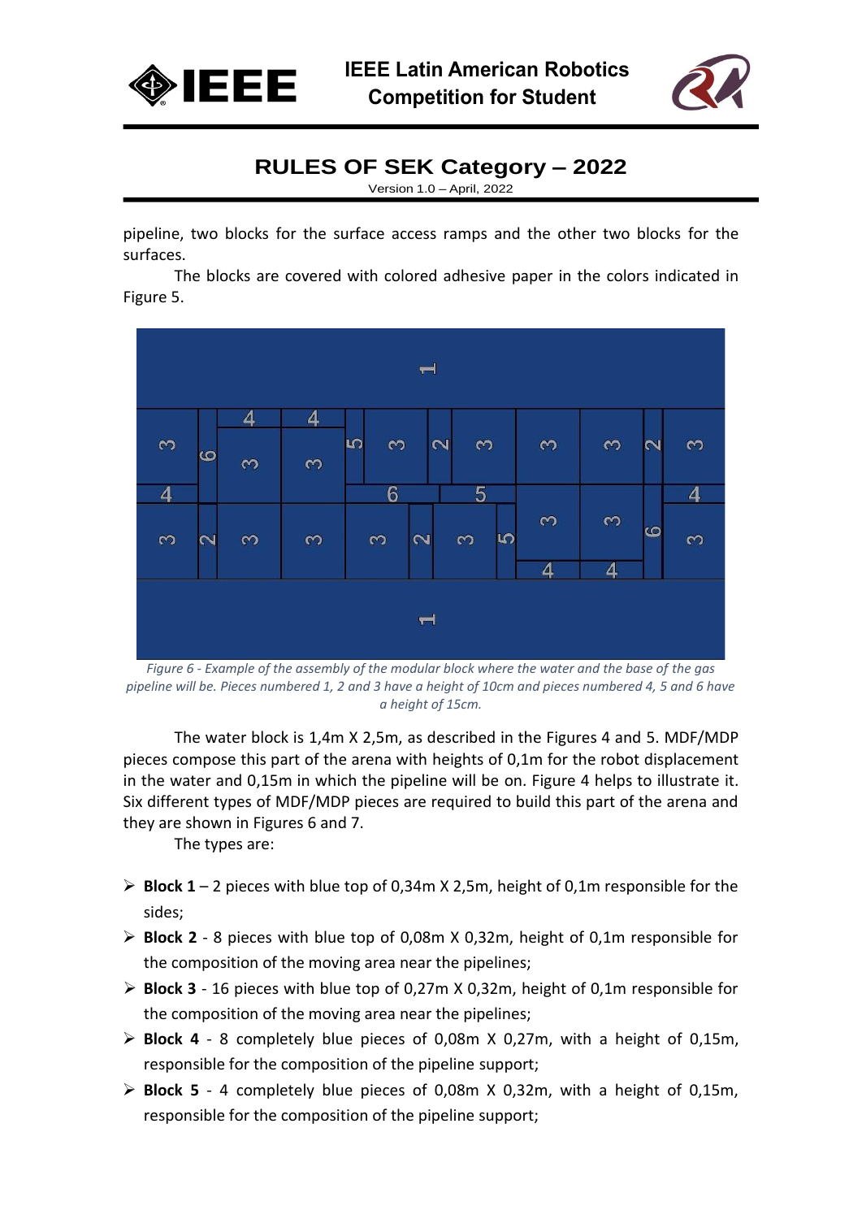pipeline, two blocks for the surface access ramps and the other two blocks for the surfaces.

The blocks are covered with colored adhesive paper in the colors indicated in Figure 5.

*Figure 6 - Example of the assembly of the modular block where the water and the base of the gas pipeline will be. Pieces numbered 1, 2 and 3 have a height of 10cm and pieces numbered 4, 5 and 6 have a height of 15cm.*

The water block is 1,4m X 2,5m, as described in the Figures 4 and 5. MDF/MDP pieces compose this part of the arena with heights of 0,1m for the robot displacement in the water and 0,15m in which the pipeline will be on. Figure 4 helps to illustrate it. Six different types of MDF/MDP pieces are required to build this part of the arena and they are shown in Figures 6 and 7.

The types are:

- **Block 1** – 2 pieces with blue top of 0,34m X 2,5m, height of 0,1m responsible for the sides;
- **Block 2** - 8 pieces with blue top of 0,08m X 0,32m, height of 0,1m responsible for the composition of the moving area near the pipelines;
- **Block 3** - 16 pieces with blue top of 0,27m X 0,32m, height of 0,1m responsible for the composition of the moving area near the pipelines;
- **Block 4** - 8 completely blue pieces of 0,08m X 0,27m, with a height of 0,15m, responsible for the composition of the pipeline support;
- **Block 5** - 4 completely blue pieces of 0,08m X 0,32m, with a height of 0,15m, responsible for the composition of the pipeline support;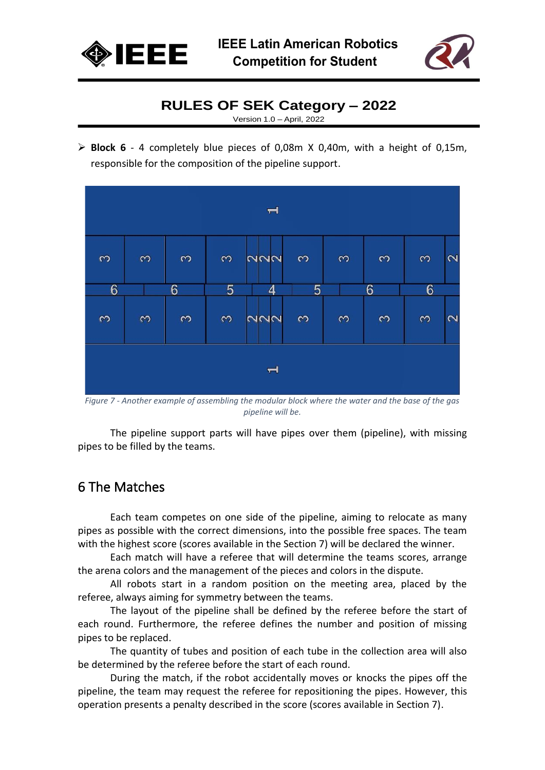- **Block 6** - 4 completely blue pieces of 0,08m X 0,40m, with a height of 0,15m, responsible for the composition of the pipeline support.

*Figure 7 - Another example of assembling the modular block where the water and the base of the gas pipeline will be.*

The pipeline support parts will have pipes over them (pipeline), with missing pipes to be filled by the teams.

## 6 The Matches

Each team competes on one side of the pipeline, aiming to relocate as many pipes as possible with the correct dimensions, into the possible free spaces. The team with the highest score (scores available in the Section 7) will be declared the winner.

Each match will have a referee that will determine the teams scores, arrange the arena colors and the management of the pieces and colors in the dispute.

All robots start in a random position on the meeting area, placed by the referee, always aiming for symmetry between the teams.

The layout of the pipeline shall be defined by the referee before the start of each round. Furthermore, the referee defines the number and position of missing pipes to be replaced.

The quantity of tubes and position of each tube in the collection area will also be determined by the referee before the start of each round.

During the match, if the robot accidentally moves or knocks the pipes off the pipeline, the team may request the referee for repositioning the pipes. However, this operation presents a penalty described in the score (scores available in Section 7).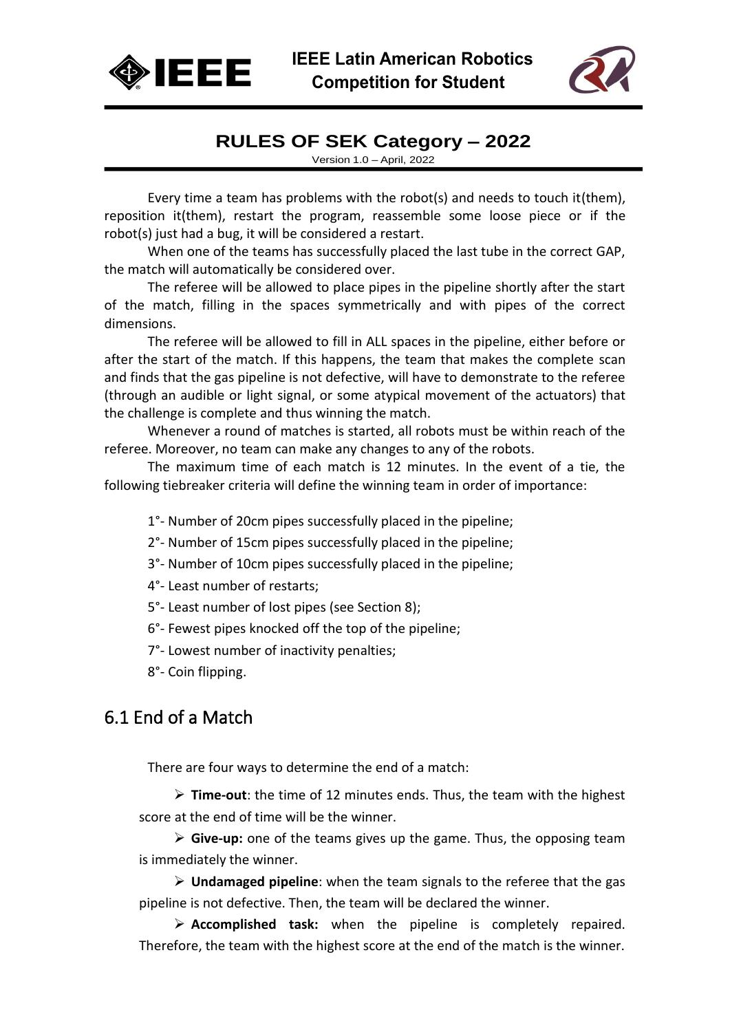Every time a team has problems with the robot(s) and needs to touch it(them), reposition it(them), restart the program, reassemble some loose piece or if the robot(s) just had a bug, it will be considered a restart.

When one of the teams has successfully placed the last tube in the correct GAP, the match will automatically be considered over.

The referee will be allowed to place pipes in the pipeline shortly after the start of the match, filling in the spaces symmetrically and with pipes of the correct dimensions.

The referee will be allowed to fill in ALL spaces in the pipeline, either before or after the start of the match. If this happens, the team that makes the complete scan and finds that the gas pipeline is not defective, will have to demonstrate to the referee (through an audible or light signal, or some atypical movement of the actuators) that the challenge is complete and thus winning the match.

Whenever a round of matches is started, all robots must be within reach of the referee. Moreover, no team can make any changes to any of the robots.

The maximum time of each match is 12 minutes. In the event of a tie, the following tiebreaker criteria will define the winning team in order of importance:

1°- Number of 20cm pipes successfully placed in the pipeline;

2°- Number of 15cm pipes successfully placed in the pipeline;

3°- Number of 10cm pipes successfully placed in the pipeline;

4°- Least number of restarts;

5°- Least number of lost pipes (see Section 8);

6°- Fewest pipes knocked off the top of the pipeline;

7°- Lowest number of inactivity penalties;

8°- Coin flipping.

## 6.1 End of a Match

There are four ways to determine the end of a match:

- **Time-out**: the time of 12 minutes ends. Thus, the team with the highest score at the end of time will be the winner.
- **Give-up:** one of the teams gives up the game. Thus, the opposing team is immediately the winner.
- **Undamaged pipeline**: when the team signals to the referee that the gas pipeline is not defective. Then, the team will be declared the winner.
- **Accomplished task:** when the pipeline is completely repaired. Therefore, the team with the highest score at the end of the match is the winner.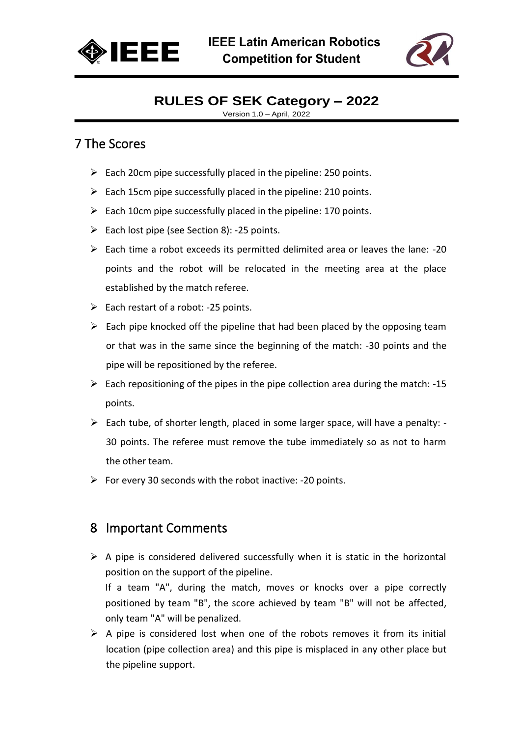## 7 The Scores

- Each 20cm pipe successfully placed in the pipeline: 250 points.
- Each 15cm pipe successfully placed in the pipeline: 210 points.
- Each 10cm pipe successfully placed in the pipeline: 170 points.
- Each lost pipe (see Section 8): -25 points.
- Each time a robot exceeds its permitted delimited area or leaves the lane: -20 points and the robot will be relocated in the meeting area at the place established by the match referee.
- Each restart of a robot: -25 points.
- Each pipe knocked off the pipeline that had been placed by the opposing team or that was in the same since the beginning of the match: -30 points and the pipe will be repositioned by the referee.
- Each repositioning of the pipes in the pipe collection area during the match: -15 points.
- Each tube, of shorter length, placed in some larger space, will have a penalty: -30 points. The referee must remove the tube immediately so as not to harm the other team.
- For every 30 seconds with the robot inactive: -20 points.

## 8 Important Comments

- A pipe is considered delivered successfully when it is static in the horizontal position on the support of the pipeline.
  If a team "A", during the match, moves or knocks over a pipe correctly positioned by team "B", the score achieved by team "B" will not be affected, only team "A" will be penalized.
- A pipe is considered lost when one of the robots removes it from its initial location (pipe collection area) and this pipe is misplaced in any other place but the pipeline support.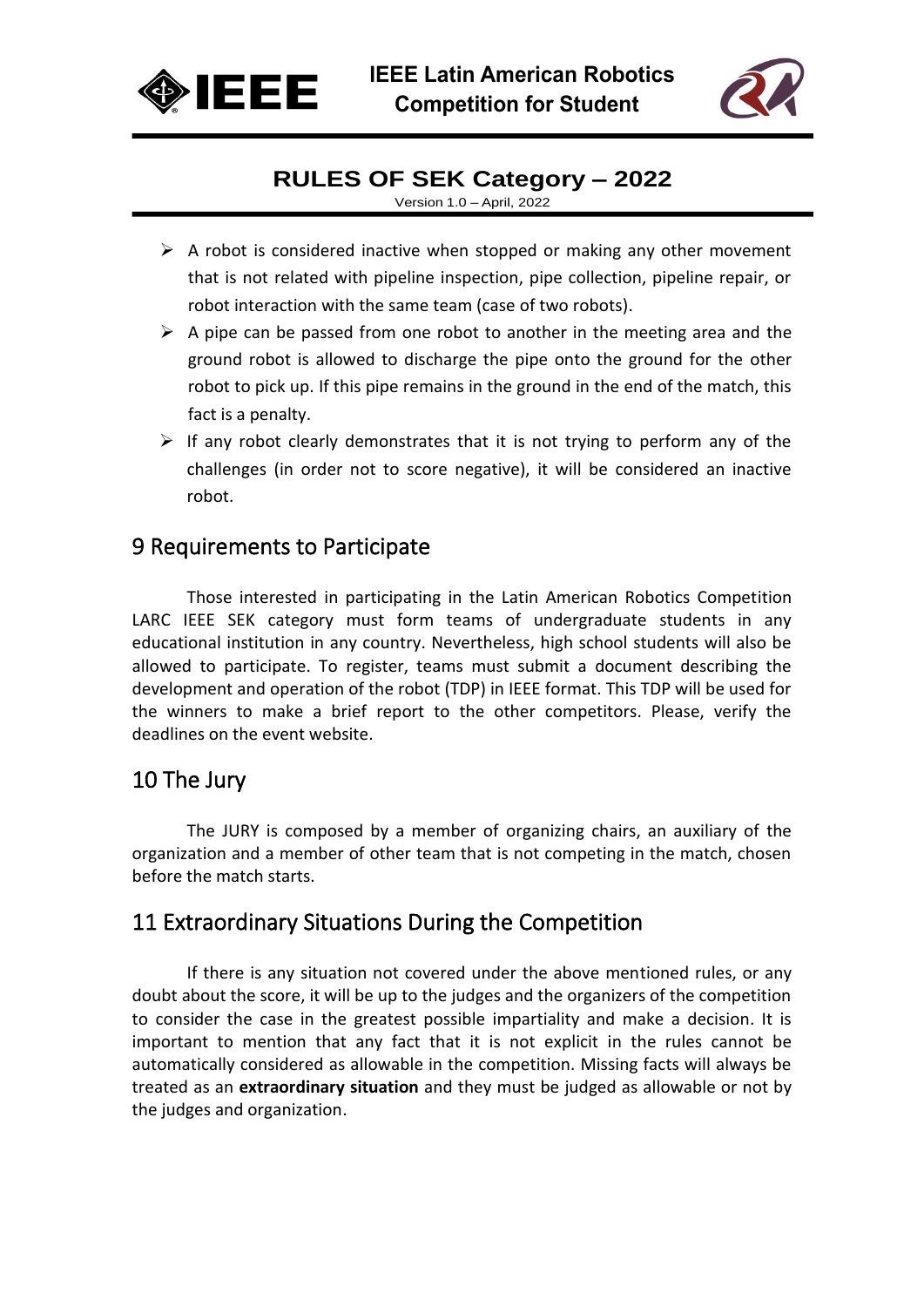- A robot is considered inactive when stopped or making any other movement that is not related with pipeline inspection, pipe collection, pipeline repair, or robot interaction with the same team (case of two robots).
- A pipe can be passed from one robot to another in the meeting area and the ground robot is allowed to discharge the pipe onto the ground for the other robot to pick up. If this pipe remains in the ground in the end of the match, this fact is a penalty.
- If any robot clearly demonstrates that it is not trying to perform any of the challenges (in order not to score negative), it will be considered an inactive robot.

## 9 Requirements to Participate

Those interested in participating in the Latin American Robotics Competition LARC IEEE SEK category must form teams of undergraduate students in any educational institution in any country. Nevertheless, high school students will also be allowed to participate. To register, teams must submit a document describing the development and operation of the robot (TDP) in IEEE format. This TDP will be used for the winners to make a brief report to the other competitors. Please, verify the deadlines on the event website.

## 10 The Jury

The JURY is composed by a member of organizing chairs, an auxiliary of the organization and a member of other team that is not competing in the match, chosen before the match starts.

## 11 Extraordinary Situations During the Competition

If there is any situation not covered under the above mentioned rules, or any doubt about the score, it will be up to the judges and the organizers of the competition to consider the case in the greatest possible impartiality and make a decision. It is important to mention that any fact that it is not explicit in the rules cannot be automatically considered as allowable in the competition. Missing facts will always be treated as an **extraordinary situation** and they must be judged as allowable or not by the judges and organization.